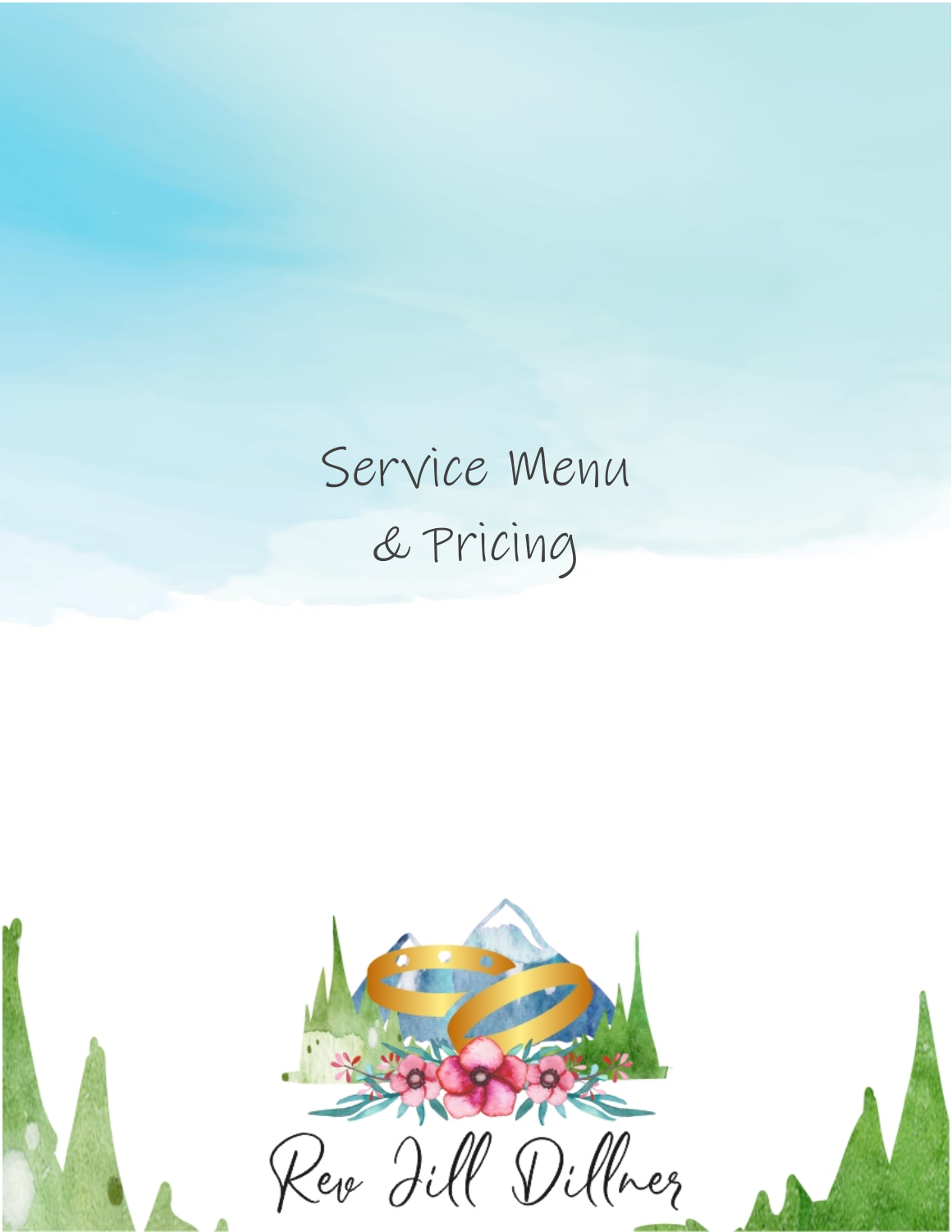# Service Menu & Pricing

Rev Jill Dillner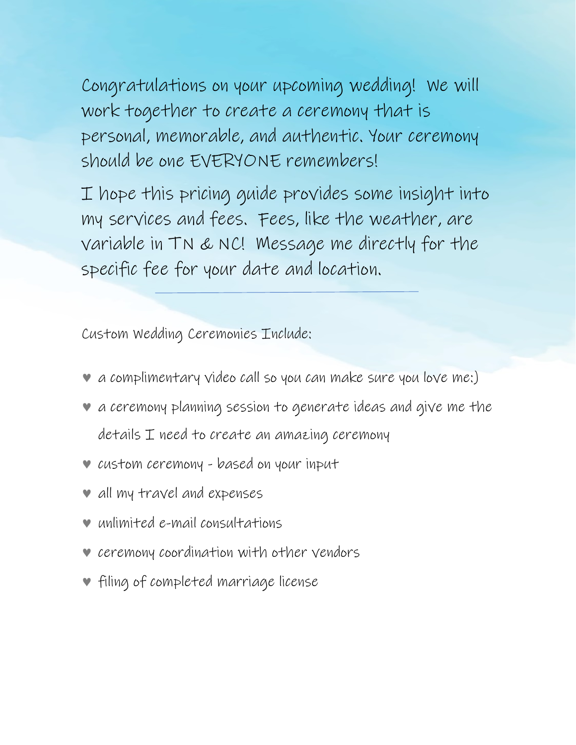Congratulations on your upcoming wedding! We will work together to create a ceremony that is personal, memorable, and authentic. Your ceremony should be one EVERYONE remembers!

I hope this pricing guide provides some insight into my services and fees. Fees, like the weather, are variable in TN & NC! Message me directly for the specific fee for your date and location.

---

Custom Wedding Ceremonies Include:

- a complimentary video call so you can make sure you love me:)
- a ceremony planning session to generate ideas and give me the details I need to create an amazing ceremony
- custom ceremony - based on your input
- all my travel and expenses
- unlimited e-mail consultations
- ceremony coordination with other vendors
- filing of completed marriage license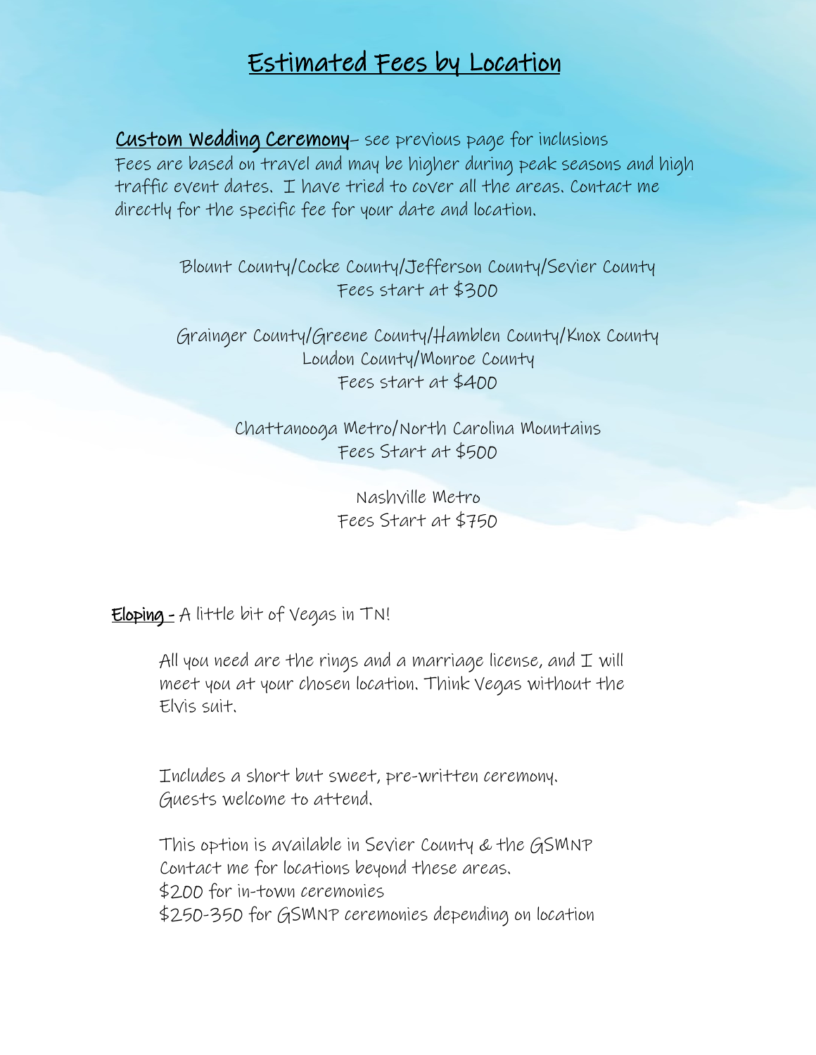# Estimated Fees by Location

**Custom Wedding Ceremony**– see previous page for inclusions
Fees are based on travel and may be higher during peak seasons and high traffic event dates. I have tried to cover all the areas. Contact me directly for the specific fee for your date and location.

Blount County/Cocke County/Jefferson County/Sevier County
Fees start at $300

Grainger County/Greene County/Hamblen County/Knox County
Loudon County/Monroe County
Fees start at $400

Chattanooga Metro/North Carolina Mountains
Fees Start at $500

Nashville Metro
Fees Start at $750

**Eloping -** A little bit of Vegas in TN!

All you need are the rings and a marriage license, and I will meet you at your chosen location. Think Vegas without the Elvis suit.

Includes a short but sweet, pre-written ceremony.
Guests welcome to attend.

This option is available in Sevier County & the GSMNP
Contact me for locations beyond these areas.
$200 for in-town ceremonies
$250-350 for GSMNP ceremonies depending on location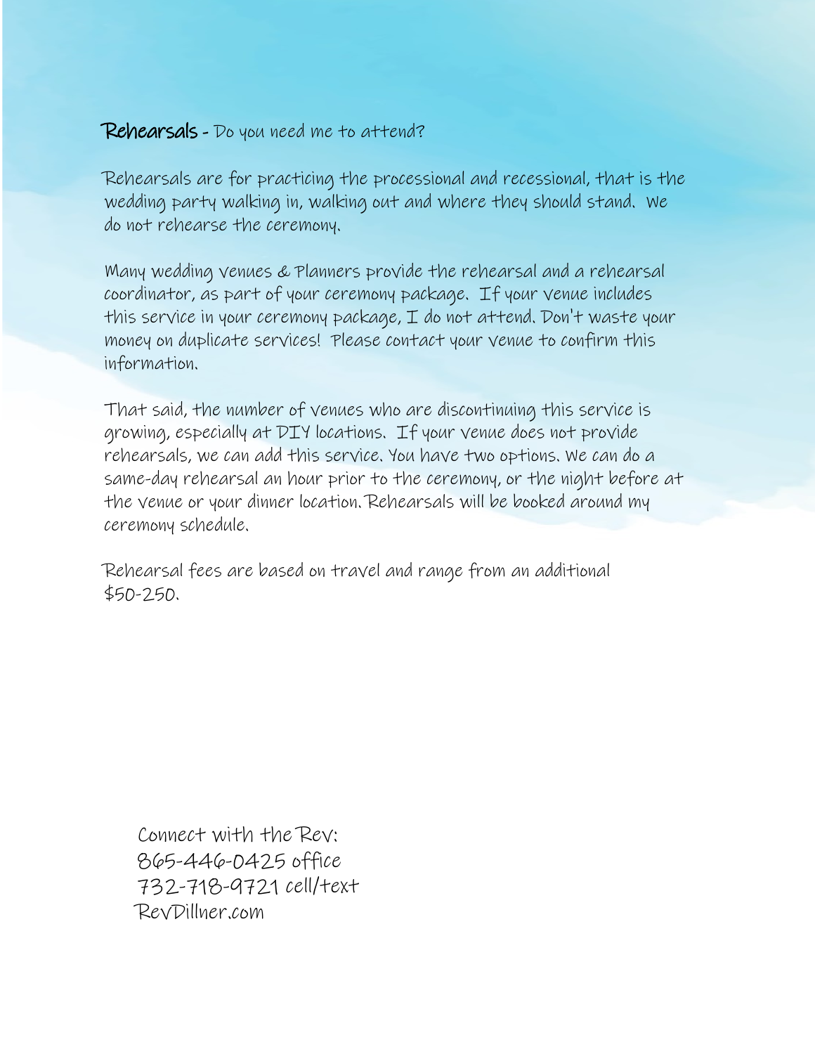**Rehearsals** - Do you need me to attend?

Rehearsals are for practicing the processional and recessional, that is the wedding party walking in, walking out and where they should stand. We do not rehearse the ceremony.

Many wedding venues & Planners provide the rehearsal and a rehearsal coordinator, as part of your ceremony package. If your venue includes this service in your ceremony package, I do not attend. Don't waste your money on duplicate services! Please contact your venue to confirm this information.

That said, the number of venues who are discontinuing this service is growing, especially at DIY locations. If your venue does not provide rehearsals, we can add this service. You have two options. We can do a same-day rehearsal an hour prior to the ceremony, or the night before at the venue or your dinner location. Rehearsals will be booked around my ceremony schedule.

Rehearsal fees are based on travel and range from an additional $50-250.

Connect with the Rev:
865-446-0425 office
732-718-9721 cell/text
RevDillner.com